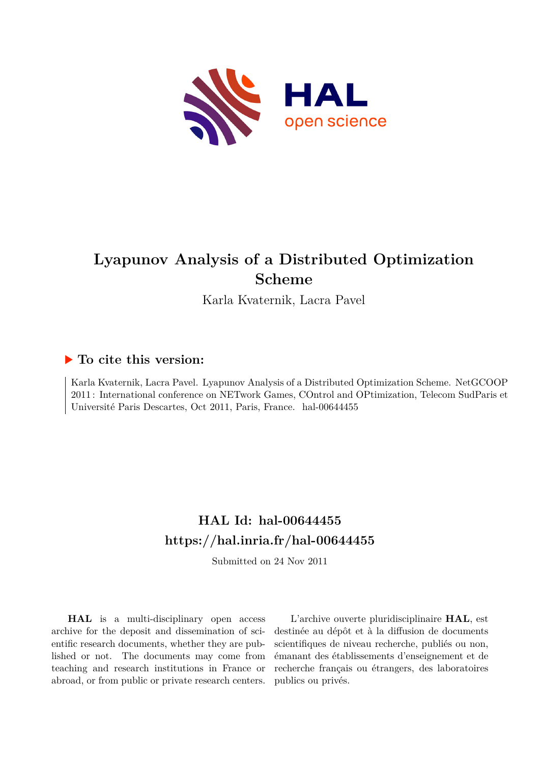# Lyapunov Analysis of a Distributed Optimization Scheme

Karla Kvaternik, Lacra Pavel

## ▶ To cite this version:

Karla Kvaternik, Lacra Pavel. Lyapunov Analysis of a Distributed Optimization Scheme. NetGCOOP 2011 : International conference on NETwork Games, COntrol and OPtimization, Telecom SudParis et Université Paris Descartes, Oct 2011, Paris, France. hal-00644455

## HAL Id: hal-00644455
## https://hal.inria.fr/hal-00644455

Submitted on 24 Nov 2011

**HAL** is a multi-disciplinary open access archive for the deposit and dissemination of scientific research documents, whether they are published or not. The documents may come from teaching and research institutions in France or abroad, or from public or private research centers.

L'archive ouverte pluridisciplinaire **HAL**, est destinée au dépôt et à la diffusion de documents scientifiques de niveau recherche, publiés ou non, émanant des établissements d'enseignement et de recherche français ou étrangers, des laboratoires publics ou privés.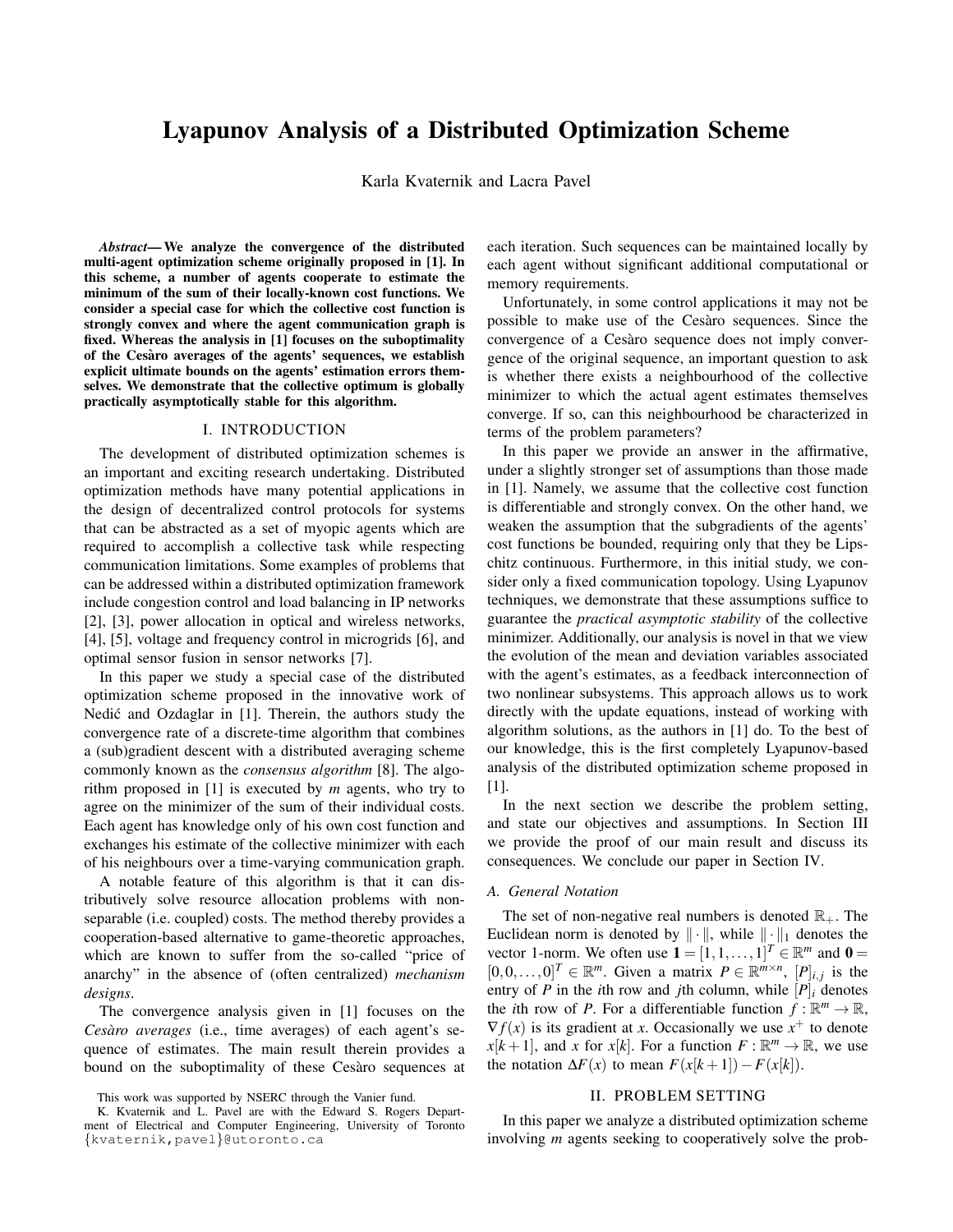# Lyapunov Analysis of a Distributed Optimization Scheme

Karla Kvaternik and Lacra Pavel

***Abstract*— We analyze the convergence of the distributed multi-agent optimization scheme originally proposed in [1]. In this scheme, a number of agents cooperate to estimate the minimum of the sum of their locally-known cost functions. We consider a special case for which the collective cost function is strongly convex and where the agent communication graph is fixed. Whereas the analysis in [1] focuses on the suboptimality of the Cesàro averages of the agents' sequences, we establish explicit ultimate bounds on the agents' estimation errors themselves. We demonstrate that the collective optimum is globally practically asymptotically stable for this algorithm.**

## I. INTRODUCTION

The development of distributed optimization schemes is an important and exciting research undertaking. Distributed optimization methods have many potential applications in the design of decentralized control protocols for systems that can be abstracted as a set of myopic agents which are required to accomplish a collective task while respecting communication limitations. Some examples of problems that can be addressed within a distributed optimization framework include congestion control and load balancing in IP networks [2], [3], power allocation in optical and wireless networks, [4], [5], voltage and frequency control in microgrids [6], and optimal sensor fusion in sensor networks [7].

In this paper we study a special case of the distributed optimization scheme proposed in the innovative work of Nedić and Ozdaglar in [1]. Therein, the authors study the convergence rate of a discrete-time algorithm that combines a (sub)gradient descent with a distributed averaging scheme commonly known as the *consensus algorithm* [8]. The algorithm proposed in [1] is executed by $m$ agents, who try to agree on the minimizer of the sum of their individual costs. Each agent has knowledge only of his own cost function and exchanges his estimate of the collective minimizer with each of his neighbours over a time-varying communication graph.

A notable feature of this algorithm is that it can distributively solve resource allocation problems with non-separable (i.e. coupled) costs. The method thereby provides a cooperation-based alternative to game-theoretic approaches, which are known to suffer from the so-called "price of anarchy" in the absence of (often centralized) *mechanism designs*.

The convergence analysis given in [1] focuses on the *Cesàro averages* (i.e., time averages) of each agent's sequence of estimates. The main result therein provides a bound on the suboptimality of these Cesàro sequences at each iteration. Such sequences can be maintained locally by each agent without significant additional computational or memory requirements.

Unfortunately, in some control applications it may not be possible to make use of the Cesàro sequences. Since the convergence of a Cesàro sequence does not imply convergence of the original sequence, an important question to ask is whether there exists a neighbourhood of the collective minimizer to which the actual agent estimates themselves converge. If so, can this neighbourhood be characterized in terms of the problem parameters?

In this paper we provide an answer in the affirmative, under a slightly stronger set of assumptions than those made in [1]. Namely, we assume that the collective cost function is differentiable and strongly convex. On the other hand, we weaken the assumption that the subgradients of the agents' cost functions be bounded, requiring only that they be Lipschitz continuous. Furthermore, in this initial study, we consider only a fixed communication topology. Using Lyapunov techniques, we demonstrate that these assumptions suffice to guarantee the *practical asymptotic stability* of the collective minimizer. Additionally, our analysis is novel in that we view the evolution of the mean and deviation variables associated with the agent's estimates, as a feedback interconnection of two nonlinear subsystems. This approach allows us to work directly with the update equations, instead of working with algorithm solutions, as the authors in [1] do. To the best of our knowledge, this is the first completely Lyapunov-based analysis of the distributed optimization scheme proposed in [1].

In the next section we describe the problem setting, and state our objectives and assumptions. In Section III we provide the proof of our main result and discuss its consequences. We conclude our paper in Section IV.

### A. General Notation

The set of non-negative real numbers is denoted $\mathbb{R}_+$. The Euclidean norm is denoted by $\|\cdot\|$, while $\|\cdot\|_1$ denotes the vector 1-norm. We often use $\mathbf{1} = [1, 1, \ldots, 1]^T \in \mathbb{R}^m$ and $\mathbf{0} = [0, 0, \ldots, 0]^T \in \mathbb{R}^m$. Given a matrix $P \in \mathbb{R}^{m \times n}$, $[P]_{i,j}$ is the entry of $P$ in the $i$th row and $j$th column, while $[P]_i$ denotes the $i$th row of $P$. For a differentiable function $f : \mathbb{R}^m \to \mathbb{R}$, $\nabla f(x)$ is its gradient at $x$. Occasionally we use $x^+$ to denote $x[k+1]$, and $x$ for $x[k]$. For a function $F : \mathbb{R}^m \to \mathbb{R}$, we use the notation $\Delta F(x)$ to mean $F(x[k+1]) - F(x[k])$.

## II. PROBLEM SETTING

In this paper we analyze a distributed optimization scheme involving $m$ agents seeking to cooperatively solve the prob-

This work was supported by NSERC through the Vanier fund.

K. Kvaternik and L. Pavel are with the Edward S. Rogers Department of Electrical and Computer Engineering, University of Toronto {kvaternik,pavel}@utoronto.ca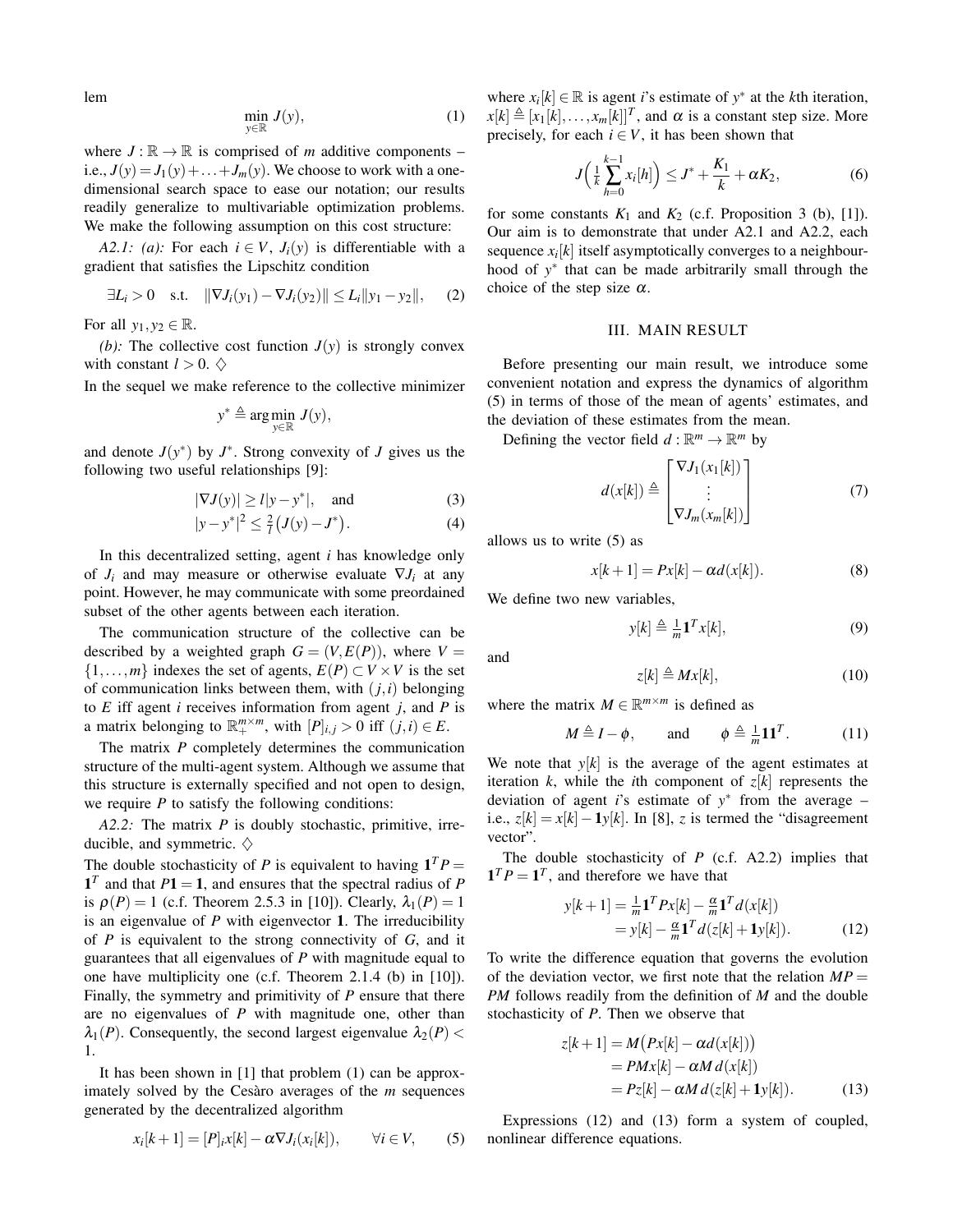lem

$$\min_{y\in\mathbb{R}} J(y), \tag{1}$$

where $J:\mathbb{R}\to\mathbb{R}$ is comprised of $m$ additive components – i.e., $J(y) = J_1(y)+\ldots+J_m(y)$. We choose to work with a one-dimensional search space to ease our notation; our results readily generalize to multivariable optimization problems. We make the following assumption on this cost structure:

*A2.1: (a):* For each $i\in V$, $J_i(y)$ is differentiable with a gradient that satisfies the Lipschitz condition

$$\exists L_i > 0 \quad \text{s.t.} \quad \|\nabla J_i(y_1) - \nabla J_i(y_2)\| \le L_i \|y_1 - y_2\|, \tag{2}$$

For all $y_1, y_2 \in \mathbb{R}$.

*(b):* The collective cost function $J(y)$ is strongly convex with constant $l > 0$. $\diamondsuit$

In the sequel we make reference to the collective minimizer

$$y^* \triangleq \arg\min_{y\in\mathbb{R}} J(y),$$

and denote $J(y^*)$ by $J^*$. Strong convexity of $J$ gives us the following two useful relationships [9]:

$$|\nabla J(y)| \ge l|y-y^*|, \quad \text{and} \tag{3}$$

$$|y-y^*|^2 \le \tfrac{2}{l}\big(J(y) - J^*\big). \tag{4}$$

In this decentralized setting, agent $i$ has knowledge only of $J_i$ and may measure or otherwise evaluate $\nabla J_i$ at any point. However, he may communicate with some preordained subset of the other agents between each iteration.

The communication structure of the collective can be described by a weighted graph $G = (V, E(P))$, where $V = \{1,\ldots,m\}$ indexes the set of agents, $E(P) \subset V\times V$ is the set of communication links between them, with $(j,i)$ belonging to $E$ iff agent $i$ receives information from agent $j$, and $P$ is a matrix belonging to $\mathbb{R}_+^{m\times m}$, with $[P]_{i,j} > 0$ iff $(j,i)\in E$.

The matrix $P$ completely determines the communication structure of the multi-agent system. Although we assume that this structure is externally specified and not open to design, we require $P$ to satisfy the following conditions:

*A2.2:* The matrix $P$ is doubly stochastic, primitive, irreducible, and symmetric. $\diamondsuit$

The double stochasticity of $P$ is equivalent to having $\mathbf{1}^T P = \mathbf{1}^T$ and that $P\mathbf{1} = \mathbf{1}$, and ensures that the spectral radius of $P$ is $\rho(P) = 1$ (c.f. Theorem 2.5.3 in [10]). Clearly, $\lambda_1(P) = 1$ is an eigenvalue of $P$ with eigenvector $\mathbf{1}$. The irreducibility of $P$ is equivalent to the strong connectivity of $G$, and it guarantees that all eigenvalues of $P$ with magnitude equal to one have multiplicity one (c.f. Theorem 2.1.4 (b) in [10]). Finally, the symmetry and primitivity of $P$ ensure that there are no eigenvalues of $P$ with magnitude one, other than $\lambda_1(P)$. Consequently, the second largest eigenvalue $\lambda_2(P) < 1$.

It has been shown in [1] that problem (1) can be approximately solved by the Cesàro averages of the $m$ sequences generated by the decentralized algorithm

$$x_i[k+1] = [P]_i x[k] - \alpha \nabla J_i(x_i[k]), \qquad \forall i\in V, \tag{5}$$

where $x_i[k]\in\mathbb{R}$ is agent $i$'s estimate of $y^*$ at the $k$th iteration, $x[k] \triangleq [x_1[k],\ldots,x_m[k]]^T$, and $\alpha$ is a constant step size. More precisely, for each $i\in V$, it has been shown that

$$J\Big(\tfrac{1}{k}\sum_{h=0}^{k-1} x_i[h]\Big) \le J^* + \frac{K_1}{k} + \alpha K_2, \tag{6}$$

for some constants $K_1$ and $K_2$ (c.f. Proposition 3 (b), [1]). Our aim is to demonstrate that under A2.1 and A2.2, each sequence $x_i[k]$ itself asymptotically converges to a neighbourhood of $y^*$ that can be made arbitrarily small through the choice of the step size $\alpha$.

## III. MAIN RESULT

Before presenting our main result, we introduce some convenient notation and express the dynamics of algorithm (5) in terms of those of the mean of agents' estimates, and the deviation of these estimates from the mean.

Defining the vector field $d:\mathbb{R}^m\to\mathbb{R}^m$ by

$$d(x[k]) \triangleq \begin{bmatrix} \nabla J_1(x_1[k]) \\ \vdots \\ \nabla J_m(x_m[k]) \end{bmatrix} \tag{7}$$

allows us to write (5) as

$$x[k+1] = Px[k] - \alpha d(x[k]). \tag{8}$$

We define two new variables,

$$y[k] \triangleq \tfrac{1}{m}\mathbf{1}^T x[k], \tag{9}$$

and

$$z[k] \triangleq Mx[k], \tag{10}$$

where the matrix $M\in\mathbb{R}^{m\times m}$ is defined as

$$M \triangleq I - \phi, \qquad \text{and} \qquad \phi \triangleq \tfrac{1}{m}\mathbf{1}\mathbf{1}^T. \tag{11}$$

We note that $y[k]$ is the average of the agent estimates at iteration $k$, while the $i$th component of $z[k]$ represents the deviation of agent $i$'s estimate of $y^*$ from the average – i.e., $z[k] = x[k] - \mathbf{1}y[k]$. In [8], $z$ is termed the "disagreement vector".

The double stochasticity of $P$ (c.f. A2.2) implies that $\mathbf{1}^T P = \mathbf{1}^T$, and therefore we have that

$$\begin{aligned} y[k+1] &= \tfrac{1}{m}\mathbf{1}^T Px[k] - \tfrac{\alpha}{m}\mathbf{1}^T d(x[k]) \\ &= y[k] - \tfrac{\alpha}{m}\mathbf{1}^T d(z[k] + \mathbf{1}y[k]). \end{aligned} \tag{12}$$

To write the difference equation that governs the evolution of the deviation vector, we first note that the relation $MP = PM$ follows readily from the definition of $M$ and the double stochasticity of $P$. Then we observe that

$$\begin{aligned} z[k+1] &= M\big(Px[k] - \alpha d(x[k])\big) \\ &= PMx[k] - \alpha M\, d(x[k]) \\ &= Pz[k] - \alpha M\, d(z[k] + \mathbf{1}y[k]). \end{aligned} \tag{13}$$

Expressions (12) and (13) form a system of coupled, nonlinear difference equations.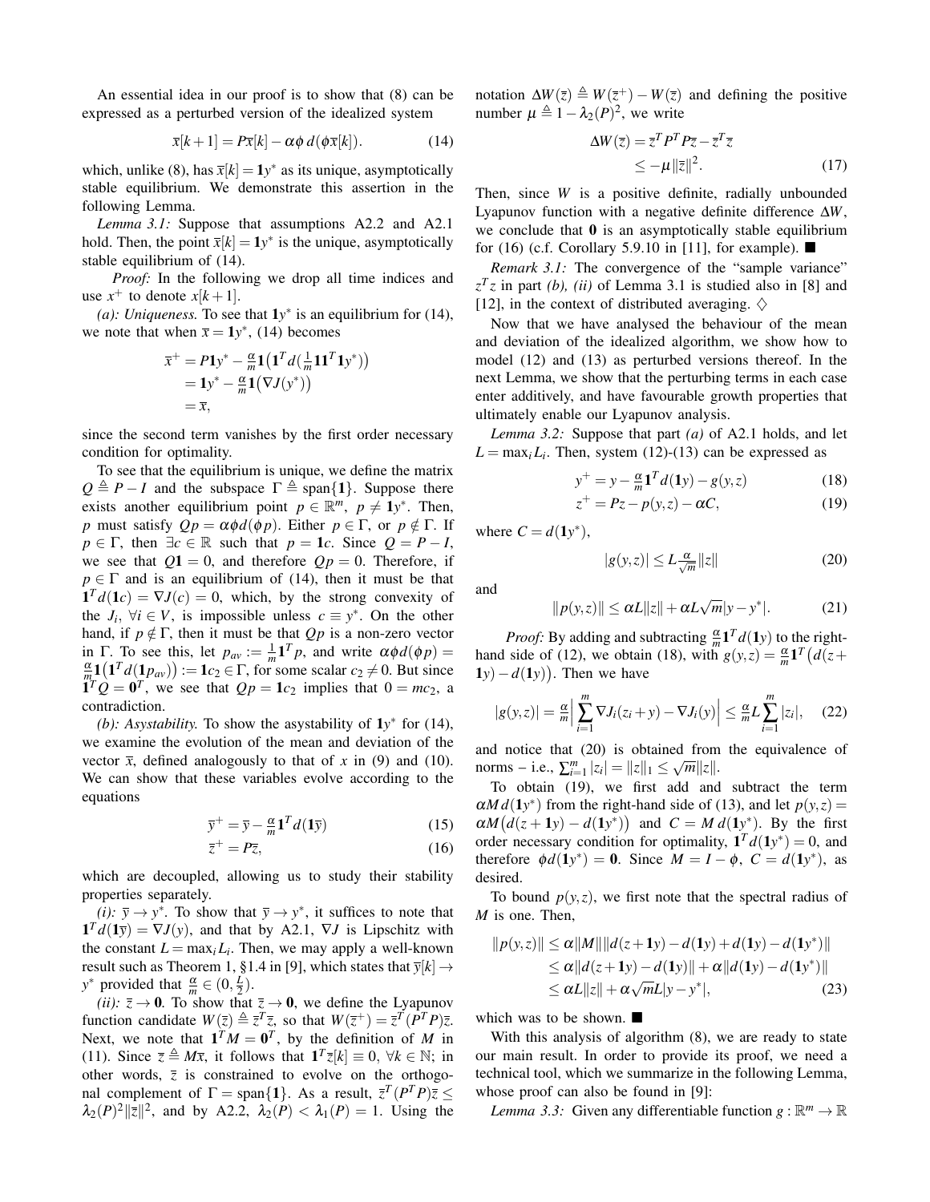An essential idea in our proof is to show that (8) can be expressed as a perturbed version of the idealized system

$$\bar{x}[k+1] = P\bar{x}[k] - \alpha\phi\, d(\phi\bar{x}[k]). \tag{14}$$

which, unlike (8), has $\bar{x}[k] = \mathbf{1}y^*$ as its unique, asymptotically stable equilibrium. We demonstrate this assertion in the following Lemma.

*Lemma 3.1:* Suppose that assumptions A2.2 and A2.1 hold. Then, the point $\bar{x}[k] = \mathbf{1}y^*$ is the unique, asymptotically stable equilibrium of (14).

*Proof:* In the following we drop all time indices and use $x^+$ to denote $x[k+1]$.

*(a): Uniqueness.* To see that $\mathbf{1}y^*$ is an equilibrium for (14), we note that when $\bar{x} = \mathbf{1}y^*$, (14) becomes

$$\begin{aligned}\bar{x}^+ &= P\mathbf{1}y^* - \tfrac{\alpha}{m}\mathbf{1}\big(\mathbf{1}^T d(\tfrac{1}{m}\mathbf{1}\mathbf{1}^T\mathbf{1}y^*)\big)\\ &= \mathbf{1}y^* - \tfrac{\alpha}{m}\mathbf{1}\big(\nabla J(y^*)\big)\\ &= \bar{x},\end{aligned}$$

since the second term vanishes by the first order necessary condition for optimality.

To see that the equilibrium is unique, we define the matrix $Q \triangleq P - I$ and the subspace $\Gamma \triangleq \text{span}\{\mathbf{1}\}$. Suppose there exists another equilibrium point $p \in \mathbb{R}^m$, $p \neq \mathbf{1}y^*$. Then, $p$ must satisfy $Qp = \alpha\phi d(\phi p)$. Either $p \in \Gamma$, or $p \notin \Gamma$. If $p \in \Gamma$, then $\exists c \in \mathbb{R}$ such that $p = \mathbf{1}c$. Since $Q = P - I$, we see that $Q\mathbf{1} = 0$, and therefore $Qp = 0$. Therefore, if $p \in \Gamma$ and is an equilibrium of (14), then it must be that $\mathbf{1}^T d(\mathbf{1}c) = \nabla J(c) = 0$, which, by the strong convexity of the $J_i$, $\forall i \in V$, is impossible unless $c \equiv y^*$. On the other hand, if $p \notin \Gamma$, then it must be that $Qp$ is a non-zero vector in $\Gamma$. To see this, let $p_{av} := \frac{1}{m}\mathbf{1}^T p$, and write $\alpha\phi d(\phi p) = \frac{\alpha}{m}\mathbf{1}\big(\mathbf{1}^T d(\mathbf{1}p_{av})\big) := \mathbf{1}c_2 \in \Gamma$, for some scalar $c_2 \neq 0$. But since $\mathbf{1}^T Q = \mathbf{0}^T$, we see that $Qp = \mathbf{1}c_2$ implies that $0 = mc_2$, a contradiction.

*(b): Asystability.* To show the asystability of $\mathbf{1}y^*$ for (14), we examine the evolution of the mean and deviation of the vector $\bar{x}$, defined analogously to that of $x$ in (9) and (10). We can show that these variables evolve according to the equations

$$\bar{y}^+ = \bar{y} - \tfrac{\alpha}{m}\mathbf{1}^T d(\mathbf{1}\bar{y}) \tag{15}$$

$$\bar{z}^+ = P\bar{z}, \tag{16}$$

which are decoupled, allowing us to study their stability properties separately.

*(i):* $\bar{y} \to y^*$. To show that $\bar{y} \to y^*$, it suffices to note that $\mathbf{1}^T d(\mathbf{1}\bar{y}) = \nabla J(y)$, and that by A2.1, $\nabla J$ is Lipschitz with the constant $L = \max_i L_i$. Then, we may apply a well-known result such as Theorem 1, §1.4 in [9], which states that $\bar{y}[k] \to y^*$ provided that $\frac{\alpha}{m} \in (0, \frac{L}{2})$.

*(ii):* $\bar{z} \to \mathbf{0}$. To show that $\bar{z} \to \mathbf{0}$, we define the Lyapunov function candidate $W(\bar{z}) \triangleq \bar{z}^T\bar{z}$, so that $W(\bar{z}^+) = \bar{z}^T(P^TP)\bar{z}$. Next, we note that $\mathbf{1}^T M = \mathbf{0}^T$, by the definition of $M$ in (11). Since $\bar{z} \triangleq M\bar{x}$, it follows that $\mathbf{1}^T\bar{z}[k] \equiv 0$, $\forall k \in \mathbb{N}$; in other words, $\bar{z}$ is constrained to evolve on the orthogonal complement of $\Gamma = \text{span}\{\mathbf{1}\}$. As a result, $\bar{z}^T(P^TP)\bar{z} \leq \lambda_2(P)^2\|\bar{z}\|^2$, and by A2.2, $\lambda_2(P) < \lambda_1(P) = 1$. Using the notation $\Delta W(\bar{z}) \triangleq W(\bar{z}^+) - W(\bar{z})$ and defining the positive number $\mu \triangleq 1 - \lambda_2(P)^2$, we write

$$\begin{aligned}\Delta W(\bar{z}) &= \bar{z}^T P^T P\bar{z} - \bar{z}^T\bar{z}\\ &\leq -\mu\|\bar{z}\|^2.\end{aligned} \tag{17}$$

Then, since $W$ is a positive definite, radially unbounded Lyapunov function with a negative definite difference $\Delta W$, we conclude that $\mathbf{0}$ is an asymptotically stable equilibrium for (16) (c.f. Corollary 5.9.10 in [11], for example). ■

*Remark 3.1:* The convergence of the "sample variance" $z^Tz$ in part *(b), (ii)* of Lemma 3.1 is studied also in [8] and [12], in the context of distributed averaging. ♢

Now that we have analysed the behaviour of the mean and deviation of the idealized algorithm, we show how to model (12) and (13) as perturbed versions thereof. In the next Lemma, we show that the perturbing terms in each case enter additively, and have favourable growth properties that ultimately enable our Lyapunov analysis.

*Lemma 3.2:* Suppose that part *(a)* of A2.1 holds, and let $L = \max_i L_i$. Then, system (12)-(13) can be expressed as

$$y^+ = y - \tfrac{\alpha}{m}\mathbf{1}^T d(\mathbf{1}y) - g(y,z) \tag{18}$$

$$z^+ = Pz - p(y,z) - \alpha C, \tag{19}$$

where $C = d(\mathbf{1}y^*)$,

$$|g(y,z)| \leq L\tfrac{\alpha}{\sqrt{m}}\|z\| \tag{20}$$

and

$$\|p(y,z)\| \leq \alpha L\|z\| + \alpha L\sqrt{m}|y - y^*|. \tag{21}$$

*Proof:* By adding and subtracting $\frac{\alpha}{m}\mathbf{1}^T d(\mathbf{1}y)$ to the right-hand side of (12), we obtain (18), with $g(y,z) = \frac{\alpha}{m}\mathbf{1}^T\big(d(z + \mathbf{1}y) - d(\mathbf{1}y)\big)$. Then we have

$$|g(y,z)| = \tfrac{\alpha}{m}\Big|\sum_{i=1}^m \nabla J_i(z_i + y) - \nabla J_i(y)\Big| \leq \tfrac{\alpha}{m}L\sum_{i=1}^m |z_i|, \tag{22}$$

and notice that (20) is obtained from the equivalence of norms – i.e., $\sum_{i=1}^m |z_i| = \|z\|_1 \leq \sqrt{m}\|z\|$.

To obtain (19), we first add and subtract the term $\alpha M\, d(\mathbf{1}y^*)$ from the right-hand side of (13), and let $p(y,z) = \alpha M\big(d(z + \mathbf{1}y) - d(\mathbf{1}y^*)\big)$ and $C = M\, d(\mathbf{1}y^*)$. By the first order necessary condition for optimality, $\mathbf{1}^T d(\mathbf{1}y^*) = 0$, and therefore $\phi d(\mathbf{1}y^*) = \mathbf{0}$. Since $M = I - \phi$, $C = d(\mathbf{1}y^*)$, as desired.

To bound $p(y,z)$, we first note that the spectral radius of $M$ is one. Then,

$$\begin{aligned}\|p(y,z)\| &\leq \alpha\|M\|\|d(z + \mathbf{1}y) - d(\mathbf{1}y) + d(\mathbf{1}y) - d(\mathbf{1}y^*)\|\\ &\leq \alpha\|d(z + \mathbf{1}y) - d(\mathbf{1}y)\| + \alpha\|d(\mathbf{1}y) - d(\mathbf{1}y^*)\|\\ &\leq \alpha L\|z\| + \alpha\sqrt{m}L|y - y^*|,\end{aligned} \tag{23}$$

which was to be shown. ■

With this analysis of algorithm (8), we are ready to state our main result. In order to provide its proof, we need a technical tool, which we summarize in the following Lemma, whose proof can also be found in [9]:

*Lemma 3.3:* Given any differentiable function $g : \mathbb{R}^m \to \mathbb{R}$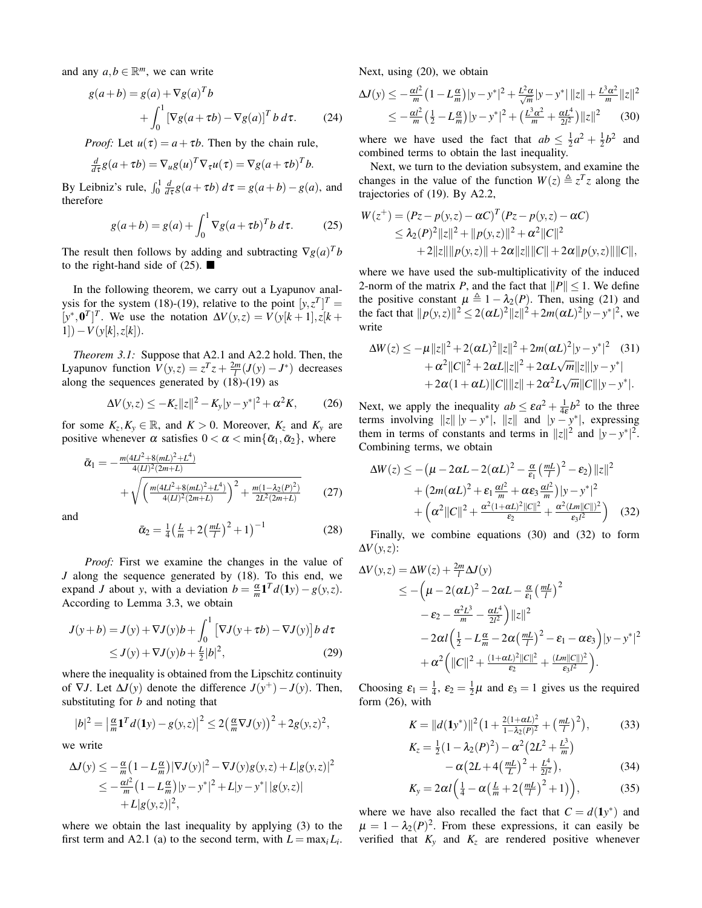and any $a, b \in \mathbb{R}^m$, we can write

$$g(a+b) = g(a) + \nabla g(a)^T b + \int_0^1 \left[\nabla g(a+\tau b) - \nabla g(a)\right]^T b \, d\tau. \qquad (24)$$

*Proof:* Let $u(\tau) = a + \tau b$. Then by the chain rule,

$$\tfrac{d}{d\tau} g(a+\tau b) = \nabla_u g(u)^T \nabla_\tau u(\tau) = \nabla g(a+\tau b)^T b.$$

By Leibniz's rule, $\int_0^1 \frac{d}{d\tau} g(a+\tau b)\, d\tau = g(a+b) - g(a)$, and therefore

$$g(a+b) = g(a) + \int_0^1 \nabla g(a+\tau b)^T b \, d\tau. \qquad (25)$$

The result then follows by adding and subtracting $\nabla g(a)^T b$ to the right-hand side of (25). ■

In the following theorem, we carry out a Lyapunov analysis for the system (18)-(19), relative to the point $[y, z^T]^T = [y^*, \mathbf{0}^T]^T$. We use the notation $\Delta V(y,z) = V(y[k+1], z[k+1]) - V(y[k], z[k])$.

*Theorem 3.1:* Suppose that A2.1 and A2.2 hold. Then, the Lyapunov function $V(y,z) = z^T z + \frac{2m}{l}(J(y) - J^*)$ decreases along the sequences generated by (18)-(19) as

$$\Delta V(y,z) \leq -K_z \|z\|^2 - K_y |y-y^*|^2 + \alpha^2 K, \qquad (26)$$

for some $K_z, K_y \in \mathbb{R}$, and $K > 0$. Moreover, $K_z$ and $K_y$ are positive whenever $\alpha$ satisfies $0 < \alpha < \min\{\bar{\alpha}_1, \bar{\alpha}_2\}$, where

$$\bar{\alpha}_1 = -\tfrac{m(4Ll^2 + 8(mL)^2 + L^4)}{4(Ll)^2(2m+L)} + \sqrt{\left(\tfrac{m(4Ll^2+8(mL)^2+L^4)}{4(Ll)^2(2m+L)}\right)^2 + \tfrac{m(1-\lambda_2(P)^2)}{2L^2(2m+L)}} \qquad (27)$$

and

$$\bar{\alpha}_2 = \tfrac{1}{4}\left(\tfrac{L}{m} + 2\left(\tfrac{mL}{l}\right)^2 + 1\right)^{-1} \qquad (28)$$

*Proof:* First we examine the changes in the value of $J$ along the sequence generated by (18). To this end, we expand $J$ about $y$, with a deviation $b = \frac{\alpha}{m}\mathbf{1}^T d(\mathbf{1}y) - g(y,z)$. According to Lemma 3.3, we obtain

$$\begin{aligned} J(y+b) &= J(y) + \nabla J(y) b + \int_0^1 \left[\nabla J(y+\tau b) - \nabla J(y)\right] b \, d\tau \\ &\leq J(y) + \nabla J(y) b + \tfrac{L}{2}|b|^2, \end{aligned} \qquad (29)$$

where the inequality is obtained from the Lipschitz continuity of $\nabla J$. Let $\Delta J(y)$ denote the difference $J(y^+) - J(y)$. Then, substituting for $b$ and noting that

$$|b|^2 = \left|\tfrac{\alpha}{m}\mathbf{1}^T d(\mathbf{1}y) - g(y,z)\right|^2 \leq 2\left(\tfrac{\alpha}{m}\nabla J(y)\right)^2 + 2g(y,z)^2,$$

we write

$$\begin{aligned} \Delta J(y) &\leq -\tfrac{\alpha}{m}\left(1 - L\tfrac{\alpha}{m}\right)|\nabla J(y)|^2 - \nabla J(y) g(y,z) + L|g(y,z)|^2 \\ &\leq -\tfrac{\alpha l^2}{m}\left(1 - L\tfrac{\alpha}{m}\right)|y-y^*|^2 + L|y-y^*|\,|g(y,z)| \\ &\quad + L|g(y,z)|^2, \end{aligned}$$

where we obtain the last inequality by applying (3) to the first term and A2.1 (a) to the second term, with $L = \max_i L_i$. Next, using (20), we obtain

$$\begin{aligned} \Delta J(y) &\leq -\tfrac{\alpha l^2}{m}\left(1 - L\tfrac{\alpha}{m}\right)|y-y^*|^2 + \tfrac{L^2\alpha}{\sqrt{m}}|y-y^*|\,\|z\| + \tfrac{L^3\alpha^2}{m}\|z\|^2 \\ &\leq -\tfrac{\alpha l^2}{m}\left(\tfrac{1}{2} - L\tfrac{\alpha}{m}\right)|y-y^*|^2 + \left(\tfrac{L^3\alpha^2}{m} + \tfrac{\alpha L^4}{2l^2}\right)\|z\|^2 \end{aligned} \qquad (30)$$

where we have used the fact that $ab \leq \frac{1}{2}a^2 + \frac{1}{2}b^2$ and combined terms to obtain the last inequality.

Next, we turn to the deviation subsystem, and examine the changes in the value of the function $W(z) \triangleq z^T z$ along the trajectories of (19). By A2.2,

$$\begin{aligned} W(z^+) &= (Pz - p(y,z) - \alpha C)^T (Pz - p(y,z) - \alpha C) \\ &\leq \lambda_2(P)^2\|z\|^2 + \|p(y,z)\|^2 + \alpha^2\|C\|^2 \\ &\quad + 2\|z\|\|p(y,z)\| + 2\alpha\|z\|\|C\| + 2\alpha\|p(y,z)\|\|C\|, \end{aligned}$$

where we have used the sub-multiplicativity of the induced 2-norm of the matrix $P$, and the fact that $\|P\| \leq 1$. We define the positive constant $\mu \triangleq 1 - \lambda_2(P)$. Then, using (21) and the fact that $\|p(y,z)\|^2 \leq 2(\alpha L)^2\|z\|^2 + 2m(\alpha L)^2|y-y^*|^2$, we write

$$\begin{aligned} \Delta W(z) &\leq -\mu\|z\|^2 + 2(\alpha L)^2\|z\|^2 + 2m(\alpha L)^2|y-y^*|^2 \\ &\quad + \alpha^2\|C\|^2 + 2\alpha L\|z\|^2 + 2\alpha L\sqrt{m}\|z\||y-y^*| \\ &\quad + 2\alpha(1+\alpha L)\|C\|\|z\| + 2\alpha^2 L\sqrt{m}\|C\||y-y^*|. \end{aligned} \qquad (31)$$

Next, we apply the inequality $ab \leq \varepsilon a^2 + \frac{1}{4\varepsilon}b^2$ to the three terms involving $\|z\|\,|y-y^*|$, $\|z\|$ and $|y-y^*|$, expressing them in terms of constants and terms in $\|z\|^2$ and $|y-y^*|^2$. Combining terms, we obtain

$$\begin{aligned} \Delta W(z) &\leq -\left(\mu - 2\alpha L - 2(\alpha L)^2 - \tfrac{\alpha}{\varepsilon_1}\left(\tfrac{mL}{l}\right)^2 - \varepsilon_2\right)\|z\|^2 \\ &\quad + \left(2m(\alpha L)^2 + \varepsilon_1\tfrac{\alpha l^2}{m} + \alpha\varepsilon_3\tfrac{\alpha l^2}{m}\right)|y-y^*|^2 \\ &\quad + \left(\alpha^2\|C\|^2 + \tfrac{\alpha^2(1+\alpha L)^2\|C\|^2}{\varepsilon_2} + \tfrac{\alpha^2(Lm\|C\|)^2}{\varepsilon_3 l^2}\right) \end{aligned} \qquad (32)$$

Finally, we combine equations (30) and (32) to form $\Delta V(y,z)$:

$$\begin{aligned} \Delta V(y,z) &= \Delta W(z) + \tfrac{2m}{l}\Delta J(y) \\ &\leq -\Big(\mu - 2(\alpha L)^2 - 2\alpha L - \tfrac{\alpha}{\varepsilon_1}\left(\tfrac{mL}{l}\right)^2 \\ &\quad - \varepsilon_2 - \tfrac{\alpha^2 L^3}{m} - \tfrac{\alpha L^4}{2l^2}\Big)\|z\|^2 \\ &\quad - 2\alpha l\left(\tfrac{1}{2} - L\tfrac{\alpha}{m} - 2\alpha\left(\tfrac{mL}{l}\right)^2 - \varepsilon_1 - \alpha\varepsilon_3\right)|y-y^*|^2 \\ &\quad + \alpha^2\left(\|C\|^2 + \tfrac{(1+\alpha L)^2\|C\|^2}{\varepsilon_2} + \tfrac{(Lm\|C\|)^2}{\varepsilon_3 l^2}\right). \end{aligned}$$

Choosing $\varepsilon_1 = \frac{1}{4}$, $\varepsilon_2 = \frac{1}{2}\mu$ and $\varepsilon_3 = 1$ gives us the required form (26), with

$$K = \|d(\mathbf{1}y^*)\|^2\left(1 + \tfrac{2(1+\alpha L)^2}{1-\lambda_2(P)^2} + \left(\tfrac{mL}{l}\right)^2\right), \qquad (33)$$

$$\begin{aligned} K_z &= \tfrac{1}{2}(1-\lambda_2(P)^2) - \alpha^2\left(2L^2 + \tfrac{L^3}{m}\right) \\ &\quad - \alpha\left(2L + 4\left(\tfrac{mL}{L}\right)^2 + \tfrac{L^4}{2l^2}\right), \end{aligned} \qquad (34)$$

$$K_y = 2\alpha l\left(\tfrac{1}{4} - \alpha\left(\tfrac{L}{m} + 2\left(\tfrac{mL}{l}\right)^2 + 1\right)\right), \qquad (35)$$

where we have also recalled the fact that $C = d(\mathbf{1}y^*)$ and $\mu = 1 - \lambda_2(P)^2$. From these expressions, it can easily be verified that $K_y$ and $K_z$ are rendered positive whenever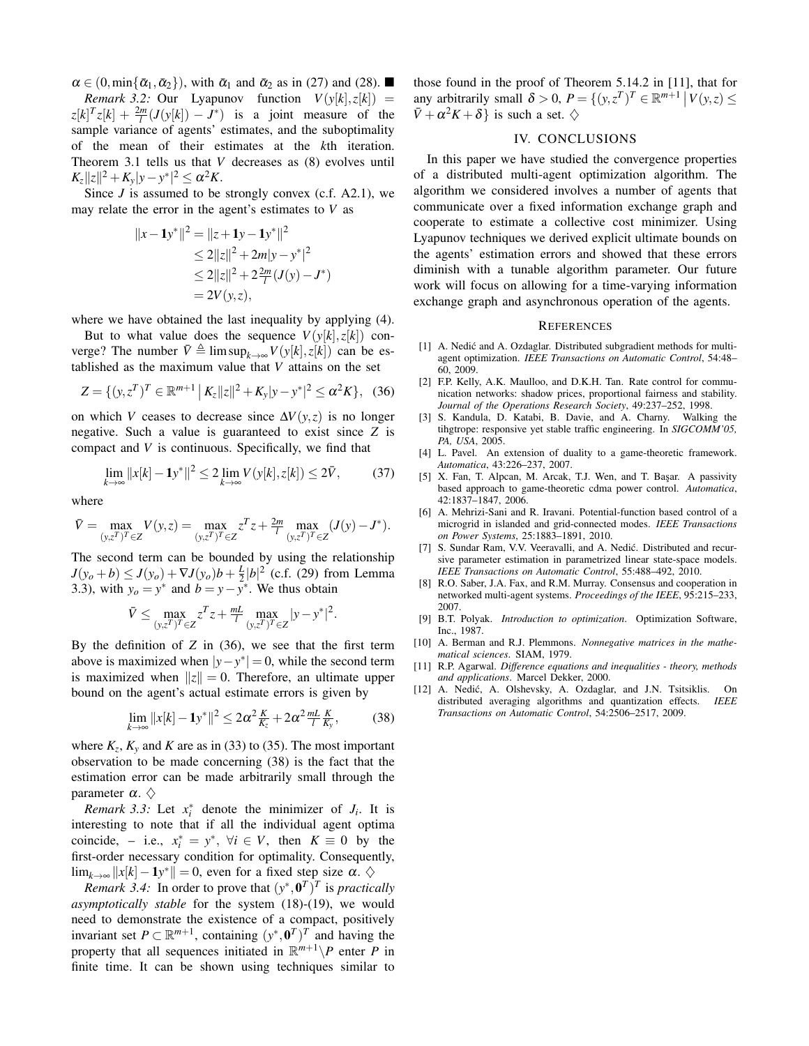$\alpha \in (0, \min\{\bar{\alpha}_1, \bar{\alpha}_2\})$, with $\bar{\alpha}_1$ and $\bar{\alpha}_2$ as in (27) and (28). ■

*Remark 3.2:* Our Lyapunov function $V(y[k], z[k]) = z[k]^T z[k] + \frac{2m}{l}(J(y[k]) - J^*)$ is a joint measure of the sample variance of agents' estimates, and the suboptimality of the mean of their estimates at the $k$th iteration. Theorem 3.1 tells us that $V$ decreases as (8) evolves until $K_z\|z\|^2 + K_y|y - y^*|^2 \leq \alpha^2 K$.

Since $J$ is assumed to be strongly convex (c.f. A2.1), we may relate the error in the agent's estimates to $V$ as

$$
\begin{aligned}
\|x - \mathbf{1}y^*\|^2 &= \|z + \mathbf{1}y - \mathbf{1}y^*\|^2 \\
&\leq 2\|z\|^2 + 2m|y - y^*|^2 \\
&\leq 2\|z\|^2 + 2\tfrac{2m}{l}(J(y) - J^*) \\
&= 2V(y, z),
\end{aligned}
$$

where we have obtained the last inequality by applying (4).

But to what value does the sequence $V(y[k], z[k])$ converge? The number $\bar{V} \triangleq \limsup_{k\to\infty} V(y[k], z[k])$ can be established as the maximum value that $V$ attains on the set

$$
Z = \{(y, z^T)^T \in \mathbb{R}^{m+1} \,\big|\, K_z\|z\|^2 + K_y|y - y^*|^2 \leq \alpha^2 K\}, \quad (36)
$$

on which $V$ ceases to decrease since $\Delta V(y, z)$ is no longer negative. Such a value is guaranteed to exist since $Z$ is compact and $V$ is continuous. Specifically, we find that

$$
\lim_{k\to\infty} \|x[k] - \mathbf{1}y^*\|^2 \leq 2 \lim_{k\to\infty} V(y[k], z[k]) \leq 2\bar{V}, \qquad (37)
$$

where

$$
\bar{V} = \max_{(y,z^T)^T \in Z} V(y, z) = \max_{(y,z^T)^T \in Z} z^T z + \tfrac{2m}{l} \max_{(y,z^T)^T \in Z} (J(y) - J^*).
$$

The second term can be bounded by using the relationship $J(y_o + b) \leq J(y_o) + \nabla J(y_o) b + \frac{L}{2}|b|^2$ (c.f. (29) from Lemma 3.3), with $y_o = y^*$ and $b = y - y^*$. We thus obtain

$$
\bar{V} \leq \max_{(y,z^T)^T \in Z} z^T z + \tfrac{mL}{l} \max_{(y,z^T)^T \in Z} |y - y^*|^2.
$$

By the definition of $Z$ in (36), we see that the first term above is maximized when $|y - y^*| = 0$, while the second term is maximized when $\|z\| = 0$. Therefore, an ultimate upper bound on the agent's actual estimate errors is given by

$$
\lim_{k\to\infty} \|x[k] - \mathbf{1}y^*\|^2 \leq 2\alpha^2 \tfrac{K}{K_z} + 2\alpha^2 \tfrac{mL}{l} \tfrac{K}{K_y}, \qquad (38)
$$

where $K_z$, $K_y$ and $K$ are as in (33) to (35). The most important observation to be made concerning (38) is the fact that the estimation error can be made arbitrarily small through the parameter $\alpha$. ♢

*Remark 3.3:* Let $x_i^*$ denote the minimizer of $J_i$. It is interesting to note that if all the individual agent optima coincide, – i.e., $x_i^* = y^*$, $\forall i \in V$, then $K \equiv 0$ by the first-order necessary condition for optimality. Consequently, $\lim_{k\to\infty} \|x[k] - \mathbf{1}y^*\| = 0$, even for a fixed step size $\alpha$. ♢

*Remark 3.4:* In order to prove that $(y^*, \mathbf{0}^T)^T$ is *practically asymptotically stable* for the system (18)-(19), we would need to demonstrate the existence of a compact, positively invariant set $P \subset \mathbb{R}^{m+1}$, containing $(y^*, \mathbf{0}^T)^T$ and having the property that all sequences initiated in $\mathbb{R}^{m+1} \backslash P$ enter $P$ in finite time. It can be shown using techniques similar to those found in the proof of Theorem 5.14.2 in [11], that for any arbitrarily small $\delta > 0$, $P = \{(y, z^T)^T \in \mathbb{R}^{m+1} \,\big|\, V(y, z) \leq \bar{V} + \alpha^2 K + \delta\}$ is such a set. ♢

## IV. CONCLUSIONS

In this paper we have studied the convergence properties of a distributed multi-agent optimization algorithm. The algorithm we considered involves a number of agents that communicate over a fixed information exchange graph and cooperate to estimate a collective cost minimizer. Using Lyapunov techniques we derived explicit ultimate bounds on the agents' estimation errors and showed that these errors diminish with a tunable algorithm parameter. Our future work will focus on allowing for a time-varying information exchange graph and asynchronous operation of the agents.

## REFERENCES

[1] A. Nedić and A. Ozdaglar. Distributed subgradient methods for multi-agent optimization. *IEEE Transactions on Automatic Control*, 54:48–60, 2009.

[2] F.P. Kelly, A.K. Maulloo, and D.K.H. Tan. Rate control for communication networks: shadow prices, proportional fairness and stability. *Journal of the Operations Research Society*, 49:237–252, 1998.

[3] S. Kandula, D. Katabi, B. Davie, and A. Charny. Walking the tihgtrope: responsive yet stable traffic engineering. In *SIGCOMM'05, PA, USA*, 2005.

[4] L. Pavel. An extension of duality to a game-theoretic framework. *Automatica*, 43:226–237, 2007.

[5] X. Fan, T. Alpcan, M. Arcak, T.J. Wen, and T. Başar. A passivity based approach to game-theoretic cdma power control. *Automatica*, 42:1837–1847, 2006.

[6] A. Mehrizi-Sani and R. Iravani. Potential-function based control of a microgrid in islanded and grid-connected modes. *IEEE Transactions on Power Systems*, 25:1883–1891, 2010.

[7] S. Sundar Ram, V.V. Veeravalli, and A. Nedić. Distributed and recursive parameter estimation in parametrized linear state-space models. *IEEE Transactions on Automatic Control*, 55:488–492, 2010.

[8] R.O. Saber, J.A. Fax, and R.M. Murray. Consensus and cooperation in networked multi-agent systems. *Proceedings of the IEEE*, 95:215–233, 2007.

[9] B.T. Polyak. *Introduction to optimization*. Optimization Software, Inc., 1987.

[10] A. Berman and R.J. Plemmons. *Nonnegative matrices in the mathematical sciences*. SIAM, 1979.

[11] R.P. Agarwal. *Difference equations and inequalities - theory, methods and applications*. Marcel Dekker, 2000.

[12] A. Nedić, A. Olshevsky, A. Ozdaglar, and J.N. Tsitsiklis. On distributed averaging algorithms and quantization effects. *IEEE Transactions on Automatic Control*, 54:2506–2517, 2009.